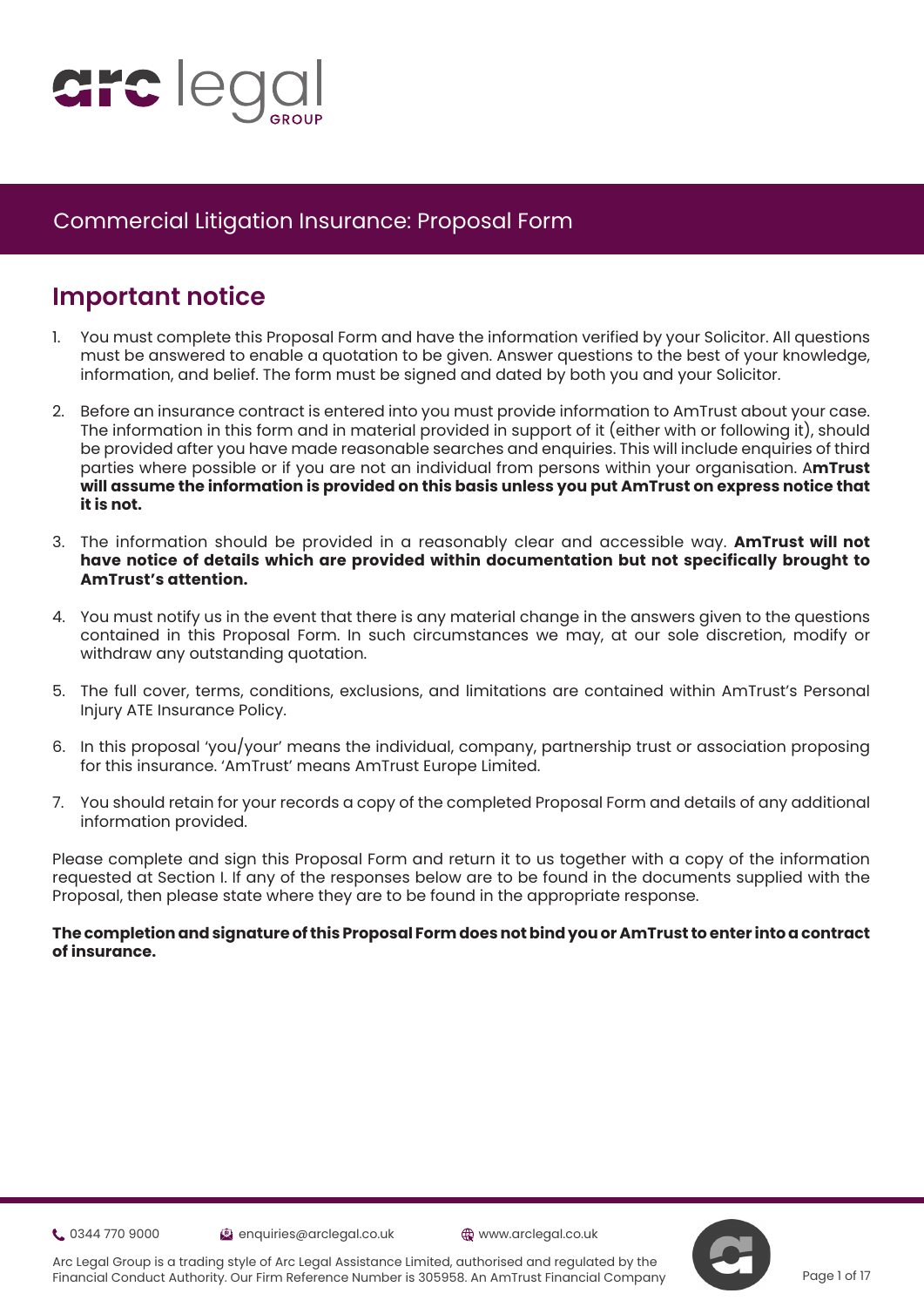# Commercial Litigation Insurance: Proposal Form

## Important notice

1. You must complete this Proposal Form and have the information verified by your Solicitor. All questions must be answered to enable a quotation to be given. Answer questions to the best of your knowledge, information, and belief. The form must be signed and dated by both you and your Solicitor.

2. Before an insurance contract is entered into you must provide information to AmTrust about your case. The information in this form and in material provided in support of it (either with or following it), should be provided after you have made reasonable searches and enquiries. This will include enquiries of third parties where possible or if you are not an individual from persons within your organisation. A**mTrust will assume the information is provided on this basis unless you put AmTrust on express notice that it is not.**

3. The information should be provided in a reasonably clear and accessible way. **AmTrust will not have notice of details which are provided within documentation but not specifically brought to AmTrust's attention.**

4. You must notify us in the event that there is any material change in the answers given to the questions contained in this Proposal Form. In such circumstances we may, at our sole discretion, modify or withdraw any outstanding quotation.

5. The full cover, terms, conditions, exclusions, and limitations are contained within AmTrust's Personal Injury ATE Insurance Policy.

6. In this proposal 'you/your' means the individual, company, partnership trust or association proposing for this insurance. 'AmTrust' means AmTrust Europe Limited.

7. You should retain for your records a copy of the completed Proposal Form and details of any additional information provided.

Please complete and sign this Proposal Form and return it to us together with a copy of the information requested at Section I. If any of the responses below are to be found in the documents supplied with the Proposal, then please state where they are to be found in the appropriate response.

**The completion and signature of this Proposal Form does not bind you or AmTrust to enter into a contract of insurance.**

0344 770 9000 | enquiries@arclegal.co.uk | www.arclegal.co.uk

Arc Legal Group is a trading style of Arc Legal Assistance Limited, authorised and regulated by the Financial Conduct Authority. Our Firm Reference Number is 305958. An AmTrust Financial Company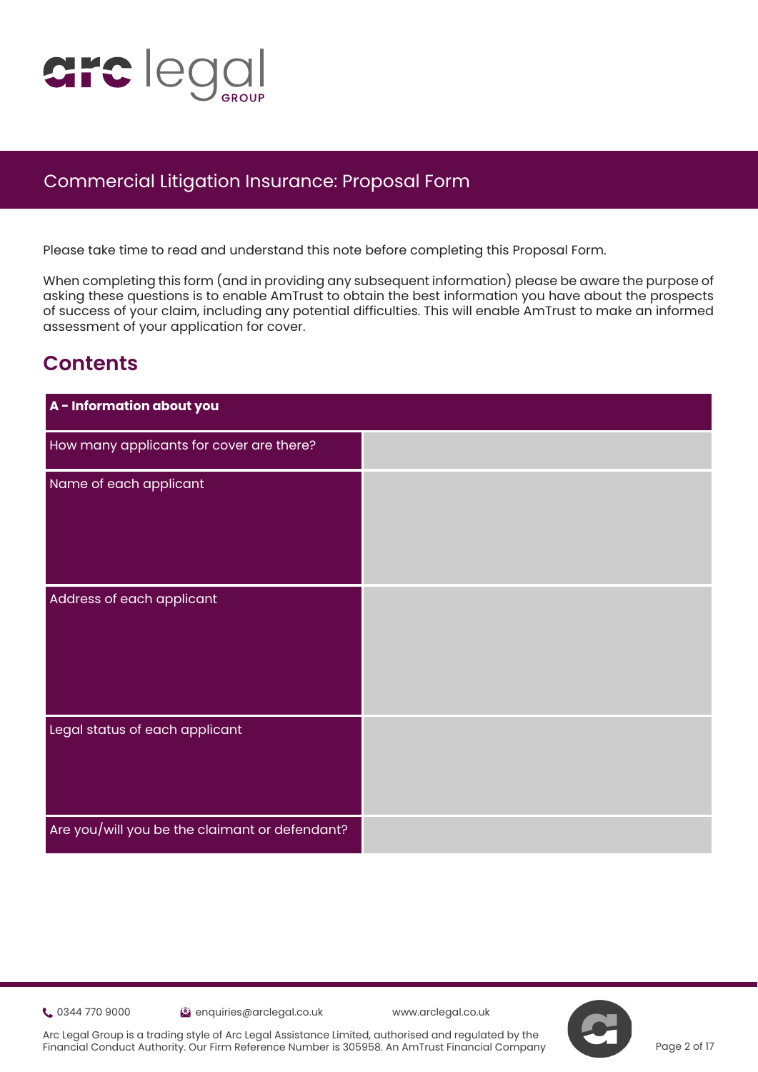# Commercial Litigation Insurance: Proposal Form

Please take time to read and understand this note before completing this Proposal Form.

When completing this form (and in providing any subsequent information) please be aware the purpose of asking these questions is to enable AmTrust to obtain the best information you have about the prospects of success of your claim, including any potential difficulties. This will enable AmTrust to make an informed assessment of your application for cover.

## Contents

| A - Information about you | |
|---|---|
| How many applicants for cover are there? | |
| Name of each applicant | |
| Address of each applicant | |
| Legal status of each applicant | |
| Are you/will you be the claimant or defendant? | |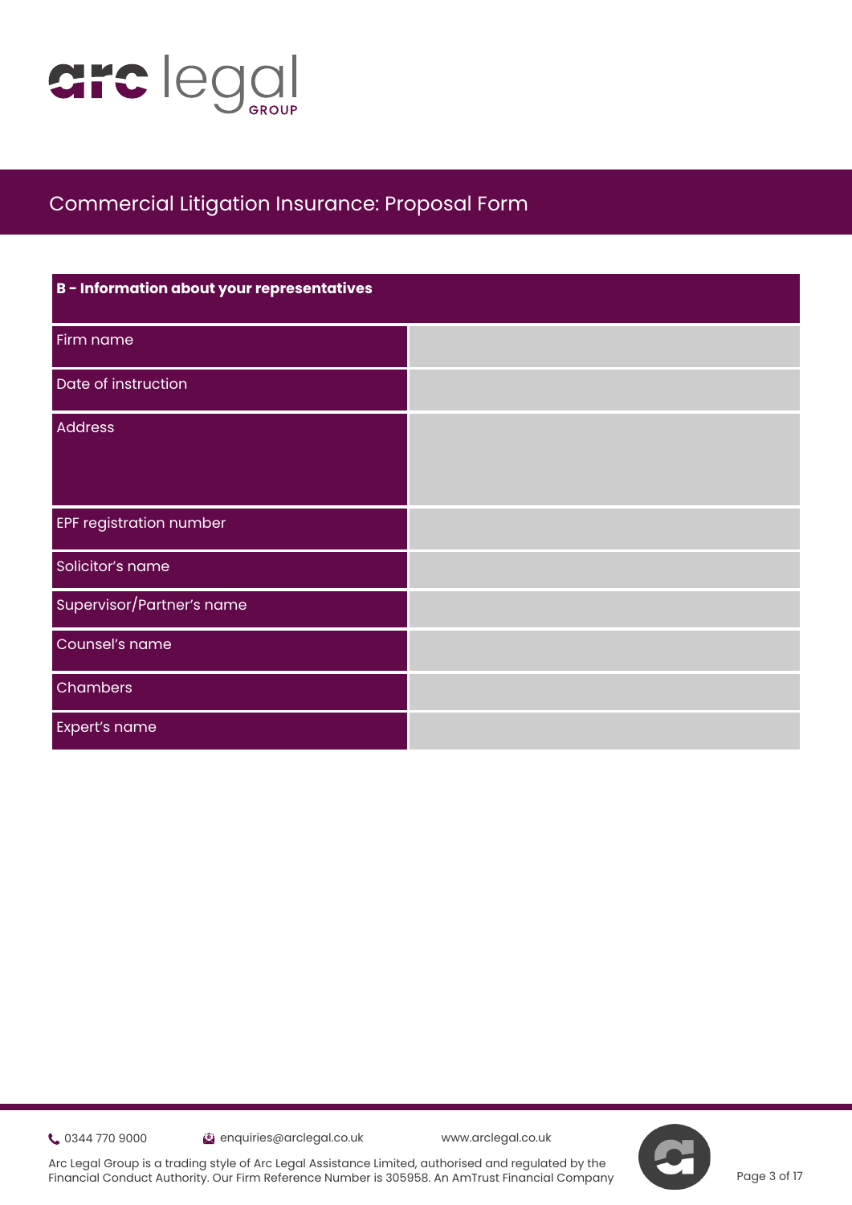Commercial Litigation Insurance: Proposal Form

| B - Information about your representatives | |
|---|---|
| Firm name | |
| Date of instruction | |
| Address | |
| EPF registration number | |
| Solicitor's name | |
| Supervisor/Partner's name | |
| Counsel's name | |
| Chambers | |
| Expert's name | |

0344 770 9000 enquiries@arclegal.co.uk www.arclegal.co.uk

Arc Legal Group is a trading style of Arc Legal Assistance Limited, authorised and regulated by the Financial Conduct Authority. Our Firm Reference Number is 305958. An AmTrust Financial Company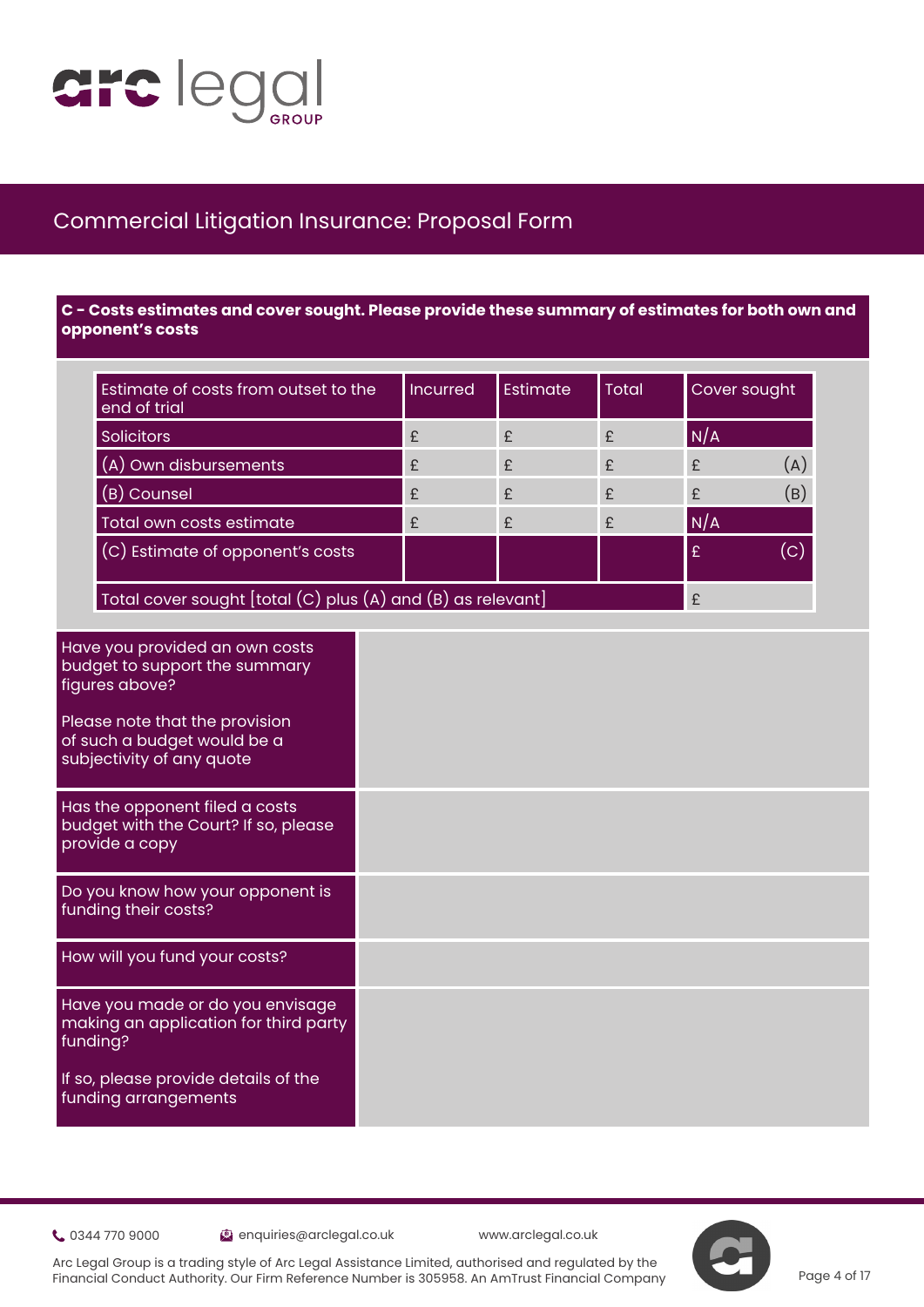# Commercial Litigation Insurance: Proposal Form

## C - Costs estimates and cover sought. Please provide these summary of estimates for both own and opponent's costs

| Estimate of costs from outset to the end of trial | Incurred | Estimate | Total | Cover sought |
|---|---|---|---|---|
| Solicitors | £ | £ | £ | N/A |
| (A) Own disbursements | £ | £ | £ | £ (A) |
| (B) Counsel | £ | £ | £ | £ (B) |
| Total own costs estimate | £ | £ | £ | N/A |
| (C) Estimate of opponent's costs | | | | £ (C) |
| Total cover sought [total (C) plus (A) and (B) as relevant] | | | | £ |

| | |
|---|---|
| Have you provided an own costs budget to support the summary figures above?<br><br>Please note that the provision of such a budget would be a subjectivity of any quote | |
| Has the opponent filed a costs budget with the Court? If so, please provide a copy | |
| Do you know how your opponent is funding their costs? | |
| How will you fund your costs? | |
| Have you made or do you envisage making an application for third party funding?<br><br>If so, please provide details of the funding arrangements | |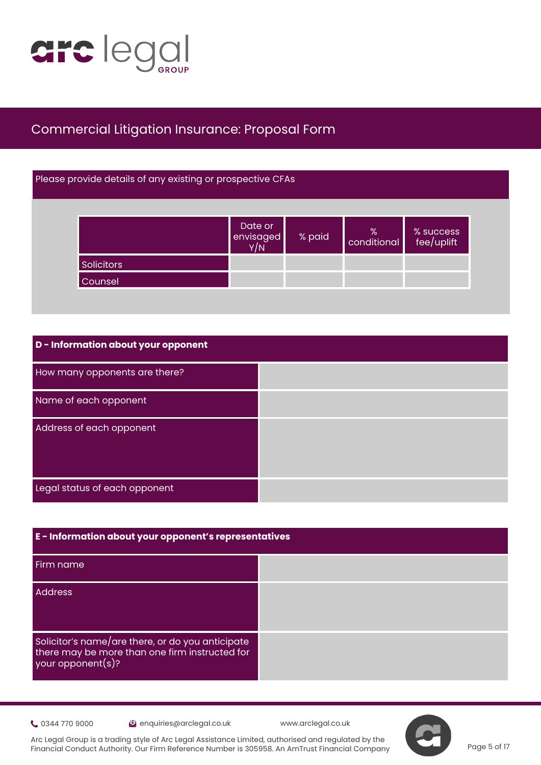## Commercial Litigation Insurance: Proposal Form

Please provide details of any existing or prospective CFAs

| | Date or envisaged Y/N | % paid | % conditional | % success fee/uplift |
|---|---|---|---|---|
| Solicitors | | | | |
| Counsel | | | | |

| **D - Information about your opponent** | |
|---|---|
| How many opponents are there? | |
| Name of each opponent | |
| Address of each opponent | |
| Legal status of each opponent | |

| **E - Information about your opponent's representatives** | |
|---|---|
| Firm name | |
| Address | |
| Solicitor's name/are there, or do you anticipate there may be more than one firm instructed for your opponent(s)? | |

0344 770 9000 enquiries@arclegal.co.uk www.arclegal.co.uk

Arc Legal Group is a trading style of Arc Legal Assistance Limited, authorised and regulated by the Financial Conduct Authority. Our Firm Reference Number is 305958. An AmTrust Financial Company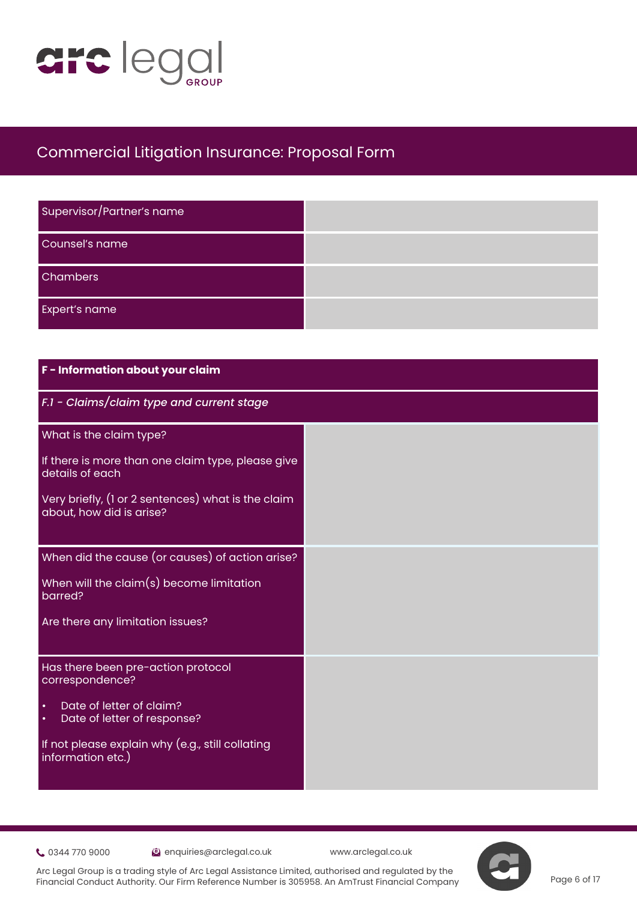# Commercial Litigation Insurance: Proposal Form

| | |
|---|---|
| Supervisor/Partner's name | |
| Counsel's name | |
| Chambers | |
| Expert's name | |

## F - Information about your claim

### *F.1 - Claims/claim type and current stage*

| | |
|---|---|
| What is the claim type?<br><br>If there is more than one claim type, please give details of each<br><br>Very briefly, (1 or 2 sentences) what is the claim about, how did is arise? | |
| When did the cause (or causes) of action arise?<br><br>When will the claim(s) become limitation barred?<br><br>Are there any limitation issues? | |
| Has there been pre-action protocol correspondence?<br><br>• Date of letter of claim?<br>• Date of letter of response?<br><br>If not please explain why (e.g., still collating information etc.) | |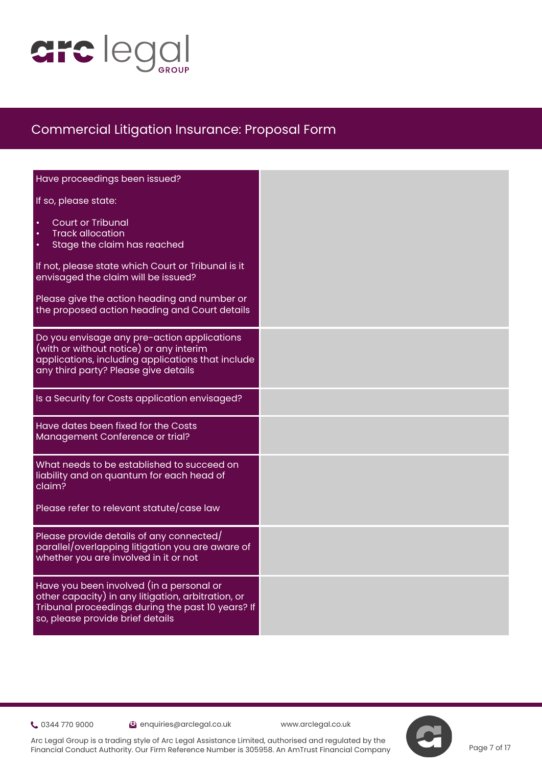# Commercial Litigation Insurance: Proposal Form

| Question | Response |
|---|---|
| Have proceedings been issued?<br><br>If so, please state:<br>• Court or Tribunal<br>• Track allocation<br>• Stage the claim has reached<br><br>If not, please state which Court or Tribunal is it envisaged the claim will be issued?<br><br>Please give the action heading and number or the proposed action heading and Court details | |
| Do you envisage any pre-action applications (with or without notice) or any interim applications, including applications that include any third party? Please give details | |
| Is a Security for Costs application envisaged? | |
| Have dates been fixed for the Costs Management Conference or trial? | |
| What needs to be established to succeed on liability and on quantum for each head of claim?<br><br>Please refer to relevant statute/case law | |
| Please provide details of any connected/parallel/overlapping litigation you are aware of whether you are involved in it or not | |
| Have you been involved (in a personal or other capacity) in any litigation, arbitration, or Tribunal proceedings during the past 10 years? If so, please provide brief details | |

0344 770 9000 | enquiries@arclegal.co.uk | www.arclegal.co.uk

Arc Legal Group is a trading style of Arc Legal Assistance Limited, authorised and regulated by the Financial Conduct Authority. Our Firm Reference Number is 305958. An AmTrust Financial Company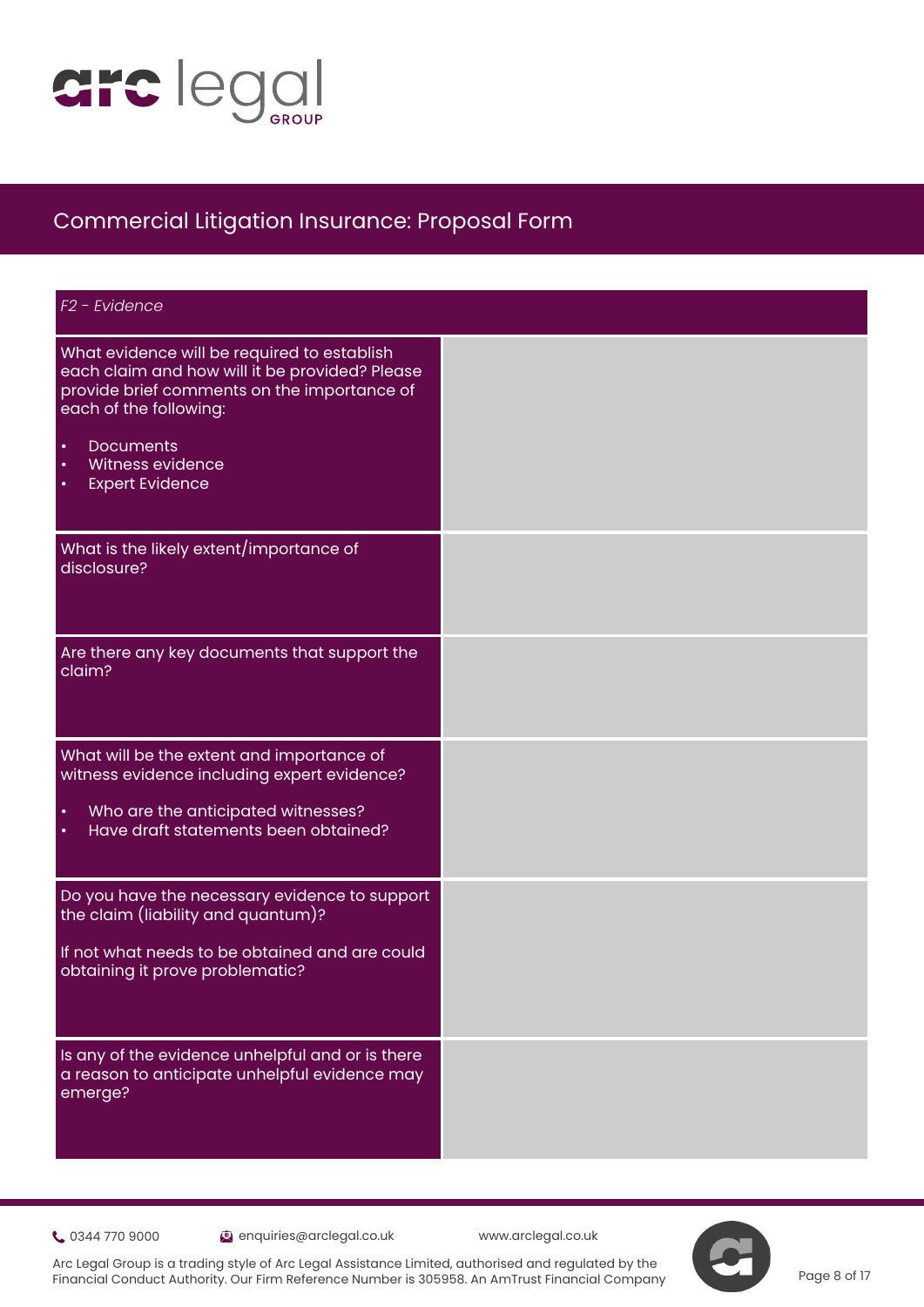# Commercial Litigation Insurance: Proposal Form

| *F2 - Evidence* | |
|---|---|
| What evidence will be required to establish each claim and how will it be provided? Please provide brief comments on the importance of each of the following:<br><br>• Documents<br>• Witness evidence<br>• Expert Evidence | |
| What is the likely extent/importance of disclosure? | |
| Are there any key documents that support the claim? | |
| What will be the extent and importance of witness evidence including expert evidence?<br><br>• Who are the anticipated witnesses?<br>• Have draft statements been obtained? | |
| Do you have the necessary evidence to support the claim (liability and quantum)?<br><br>If not what needs to be obtained and are could obtaining it prove problematic? | |
| Is any of the evidence unhelpful and or is there a reason to anticipate unhelpful evidence may emerge? | |

0344 770 9000 enquiries@arclegal.co.uk www.arclegal.co.uk

Arc Legal Group is a trading style of Arc Legal Assistance Limited, authorised and regulated by the Financial Conduct Authority. Our Firm Reference Number is 305958. An AmTrust Financial Company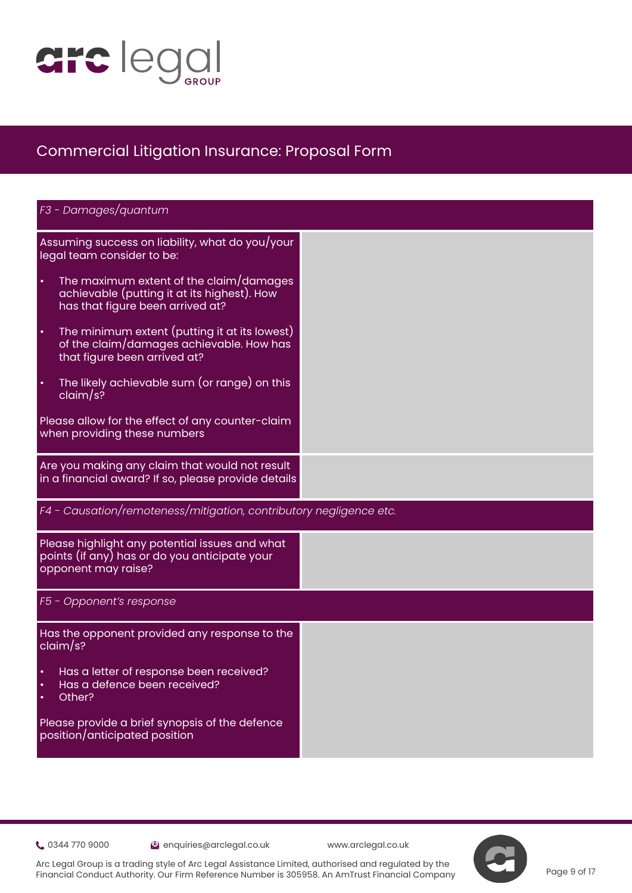## Commercial Litigation Insurance: Proposal Form

| *F3 - Damages/quantum* | |
|---|---|
| Assuming success on liability, what do you/your legal team consider to be:<br>• The maximum extent of the claim/damages achievable (putting it at its highest). How has that figure been arrived at?<br>• The minimum extent (putting it at its lowest) of the claim/damages achievable. How has that figure been arrived at?<br>• The likely achievable sum (or range) on this claim/s?<br>Please allow for the effect of any counter-claim when providing these numbers | |
| Are you making any claim that would not result in a financial award? If so, please provide details | |
| *F4 - Causation/remoteness/mitigation, contributory negligence etc.* | |
| Please highlight any potential issues and what points (if any) has or do you anticipate your opponent may raise? | |
| *F5 - Opponent's response* | |
| Has the opponent provided any response to the claim/s?<br>• Has a letter of response been received?<br>• Has a defence been received?<br>• Other?<br>Please provide a brief synopsis of the defence position/anticipated position | |

0344 770 9000 enquiries@arclegal.co.uk www.arclegal.co.uk

Arc Legal Group is a trading style of Arc Legal Assistance Limited, authorised and regulated by the Financial Conduct Authority. Our Firm Reference Number is 305958. An AmTrust Financial Company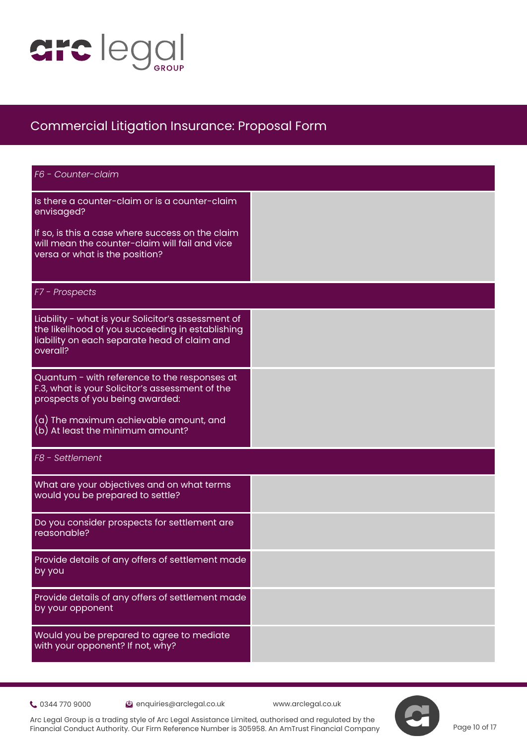## Commercial Litigation Insurance: Proposal Form

| *F6 - Counter-claim* | |
|---|---|
| Is there a counter-claim or is a counter-claim envisaged?<br><br>If so, is this a case where success on the claim will mean the counter-claim will fail and vice versa or what is the position? | |
| ***F7 - Prospects*** | |
| Liability - what is your Solicitor's assessment of the likelihood of you succeeding in establishing liability on each separate head of claim and overall? | |
| Quantum - with reference to the responses at F.3, what is your Solicitor's assessment of the prospects of you being awarded:<br><br>(a) The maximum achievable amount, and<br>(b) At least the minimum amount? | |
| ***F8 - Settlement*** | |
| What are your objectives and on what terms would you be prepared to settle? | |
| Do you consider prospects for settlement are reasonable? | |
| Provide details of any offers of settlement made by you | |
| Provide details of any offers of settlement made by your opponent | |
| Would you be prepared to agree to mediate with your opponent? If not, why? | |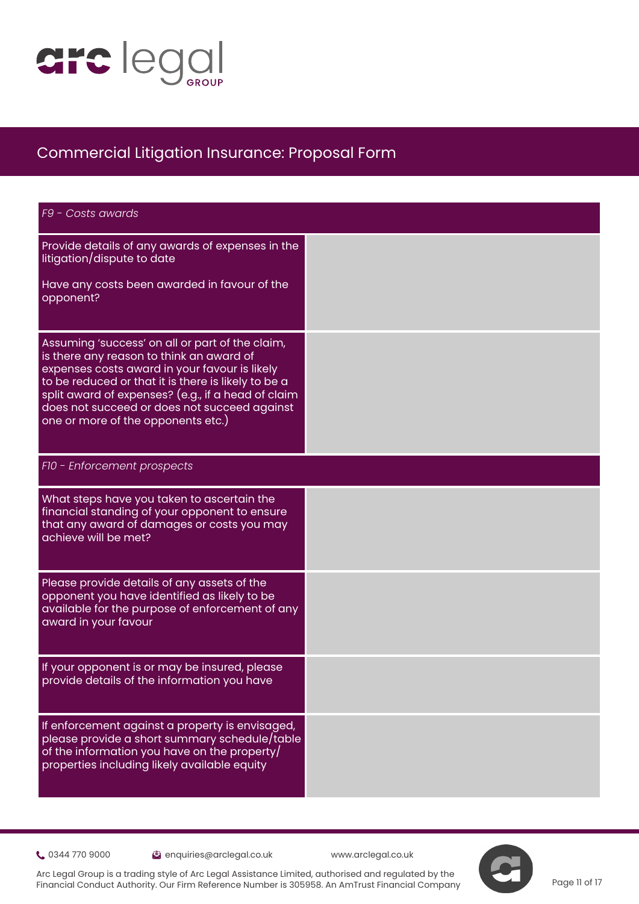# Commercial Litigation Insurance: Proposal Form

| *F9 - Costs awards* | |
|---|---|
| Provide details of any awards of expenses in the litigation/dispute to date<br><br>Have any costs been awarded in favour of the opponent? | |
| Assuming 'success' on all or part of the claim, is there any reason to think an award of expenses costs award in your favour is likely to be reduced or that it is there is likely to be a split award of expenses? (e.g., if a head of claim does not succeed or does not succeed against one or more of the opponents etc.) | |

| *F10 - Enforcement prospects* | |
|---|---|
| What steps have you taken to ascertain the financial standing of your opponent to ensure that any award of damages or costs you may achieve will be met? | |
| Please provide details of any assets of the opponent you have identified as likely to be available for the purpose of enforcement of any award in your favour | |
| If your opponent is or may be insured, please provide details of the information you have | |
| If enforcement against a property is envisaged, please provide a short summary schedule/table of the information you have on the property/properties including likely available equity | |

0344 770 9000 enquiries@arclegal.co.uk www.arclegal.co.uk

Arc Legal Group is a trading style of Arc Legal Assistance Limited, authorised and regulated by the Financial Conduct Authority. Our Firm Reference Number is 305958. An AmTrust Financial Company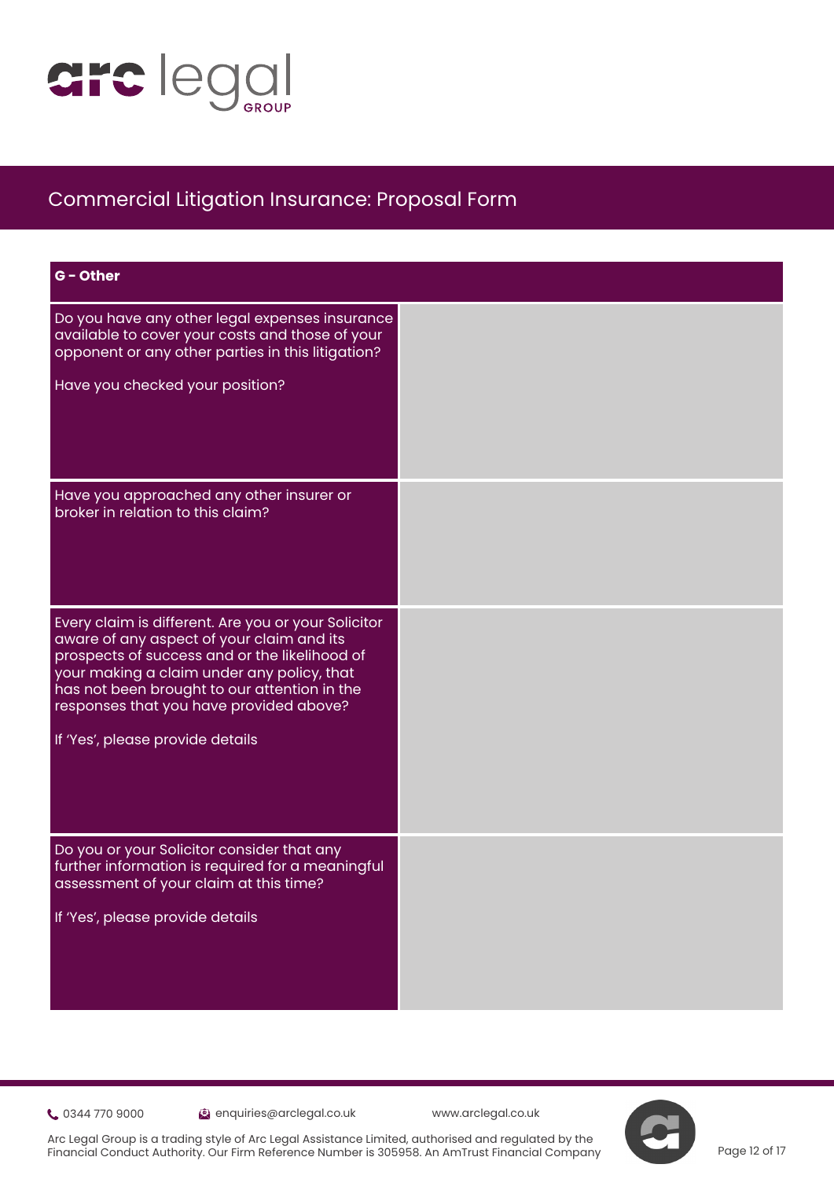# Commercial Litigation Insurance: Proposal Form

| G - Other | |
|---|---|
| Do you have any other legal expenses insurance available to cover your costs and those of your opponent or any other parties in this litigation?<br><br>Have you checked your position? | |
| Have you approached any other insurer or broker in relation to this claim? | |
| Every claim is different. Are you or your Solicitor aware of any aspect of your claim and its prospects of success and or the likelihood of your making a claim under any policy, that has not been brought to our attention in the responses that you have provided above?<br><br>If 'Yes', please provide details | |
| Do you or your Solicitor consider that any further information is required for a meaningful assessment of your claim at this time?<br><br>If 'Yes', please provide details | |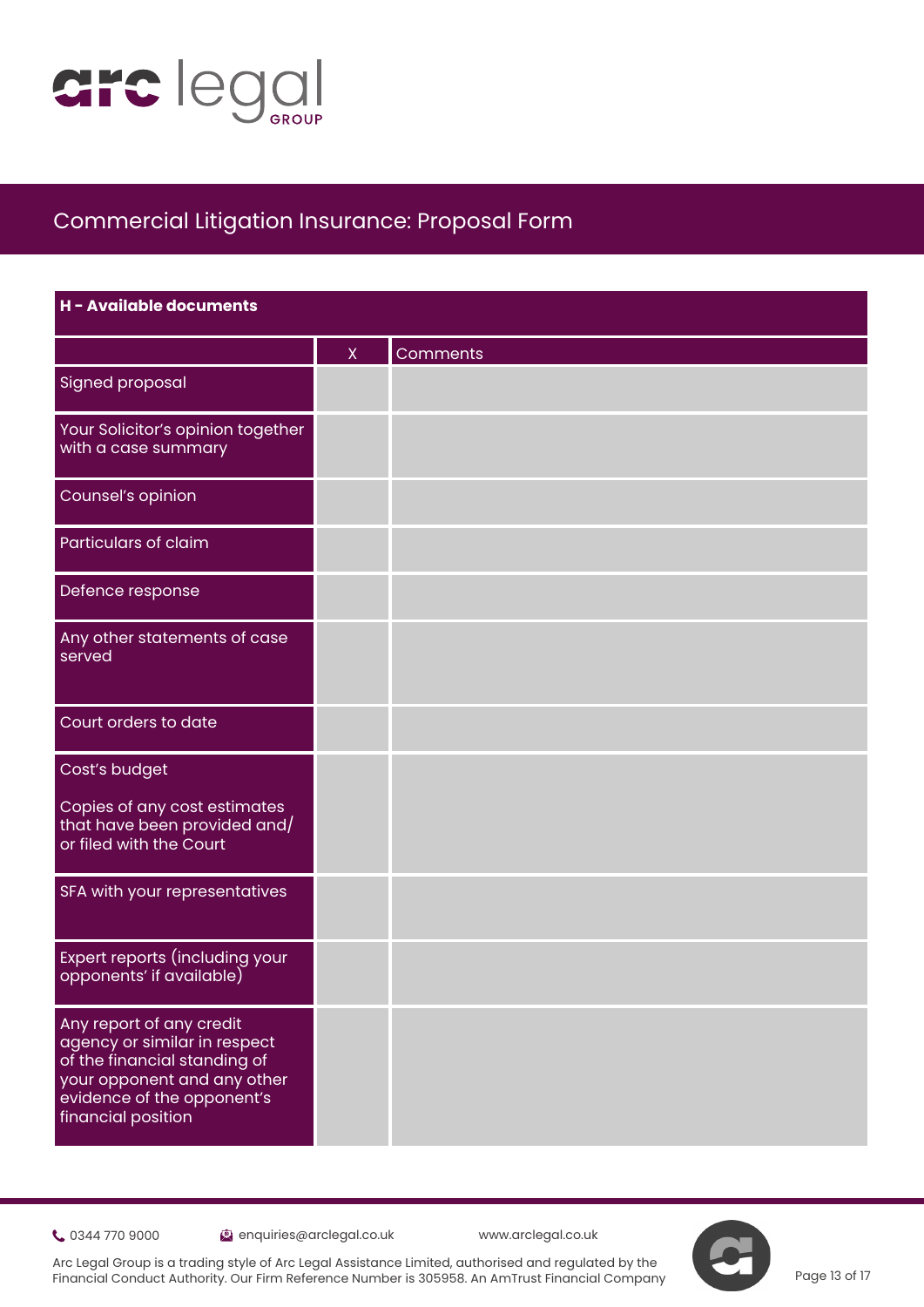# Commercial Litigation Insurance: Proposal Form

## H - Available documents

| | X | Comments |
|---|---|---|
| Signed proposal | | |
| Your Solicitor's opinion together with a case summary | | |
| Counsel's opinion | | |
| Particulars of claim | | |
| Defence response | | |
| Any other statements of case served | | |
| Court orders to date | | |
| Cost's budget<br><br>Copies of any cost estimates that have been provided and/or filed with the Court | | |
| SFA with your representatives | | |
| Expert reports (including your opponents' if available) | | |
| Any report of any credit agency or similar in respect of the financial standing of your opponent and any other evidence of the opponent's financial position | | |

0344 770 9000 | enquiries@arclegal.co.uk | www.arclegal.co.uk

Arc Legal Group is a trading style of Arc Legal Assistance Limited, authorised and regulated by the Financial Conduct Authority. Our Firm Reference Number is 305958. An AmTrust Financial Company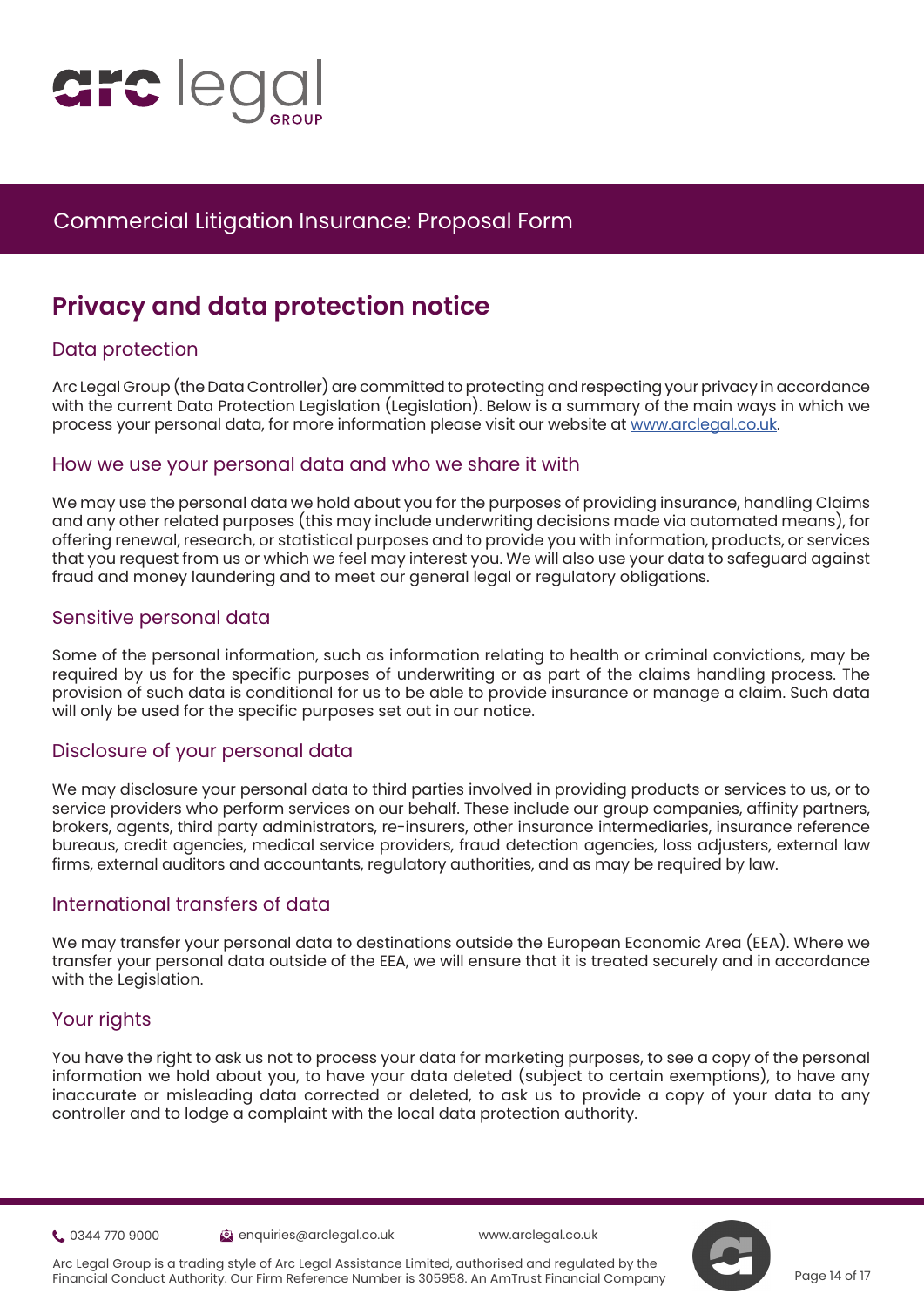# Privacy and data protection notice

## Data protection

Arc Legal Group (the Data Controller) are committed to protecting and respecting your privacy in accordance with the current Data Protection Legislation (Legislation). Below is a summary of the main ways in which we process your personal data, for more information please visit our website at www.arclegal.co.uk.

## How we use your personal data and who we share it with

We may use the personal data we hold about you for the purposes of providing insurance, handling Claims and any other related purposes (this may include underwriting decisions made via automated means), for offering renewal, research, or statistical purposes and to provide you with information, products, or services that you request from us or which we feel may interest you. We will also use your data to safeguard against fraud and money laundering and to meet our general legal or regulatory obligations.

## Sensitive personal data

Some of the personal information, such as information relating to health or criminal convictions, may be required by us for the specific purposes of underwriting or as part of the claims handling process. The provision of such data is conditional for us to be able to provide insurance or manage a claim. Such data will only be used for the specific purposes set out in our notice.

## Disclosure of your personal data

We may disclose your personal data to third parties involved in providing products or services to us, or to service providers who perform services on our behalf. These include our group companies, affinity partners, brokers, agents, third party administrators, re-insurers, other insurance intermediaries, insurance reference bureaus, credit agencies, medical service providers, fraud detection agencies, loss adjusters, external law firms, external auditors and accountants, regulatory authorities, and as may be required by law.

## International transfers of data

We may transfer your personal data to destinations outside the European Economic Area (EEA). Where we transfer your personal data outside of the EEA, we will ensure that it is treated securely and in accordance with the Legislation.

## Your rights

You have the right to ask us not to process your data for marketing purposes, to see a copy of the personal information we hold about you, to have your data deleted (subject to certain exemptions), to have any inaccurate or misleading data corrected or deleted, to ask us to provide a copy of your data to any controller and to lodge a complaint with the local data protection authority.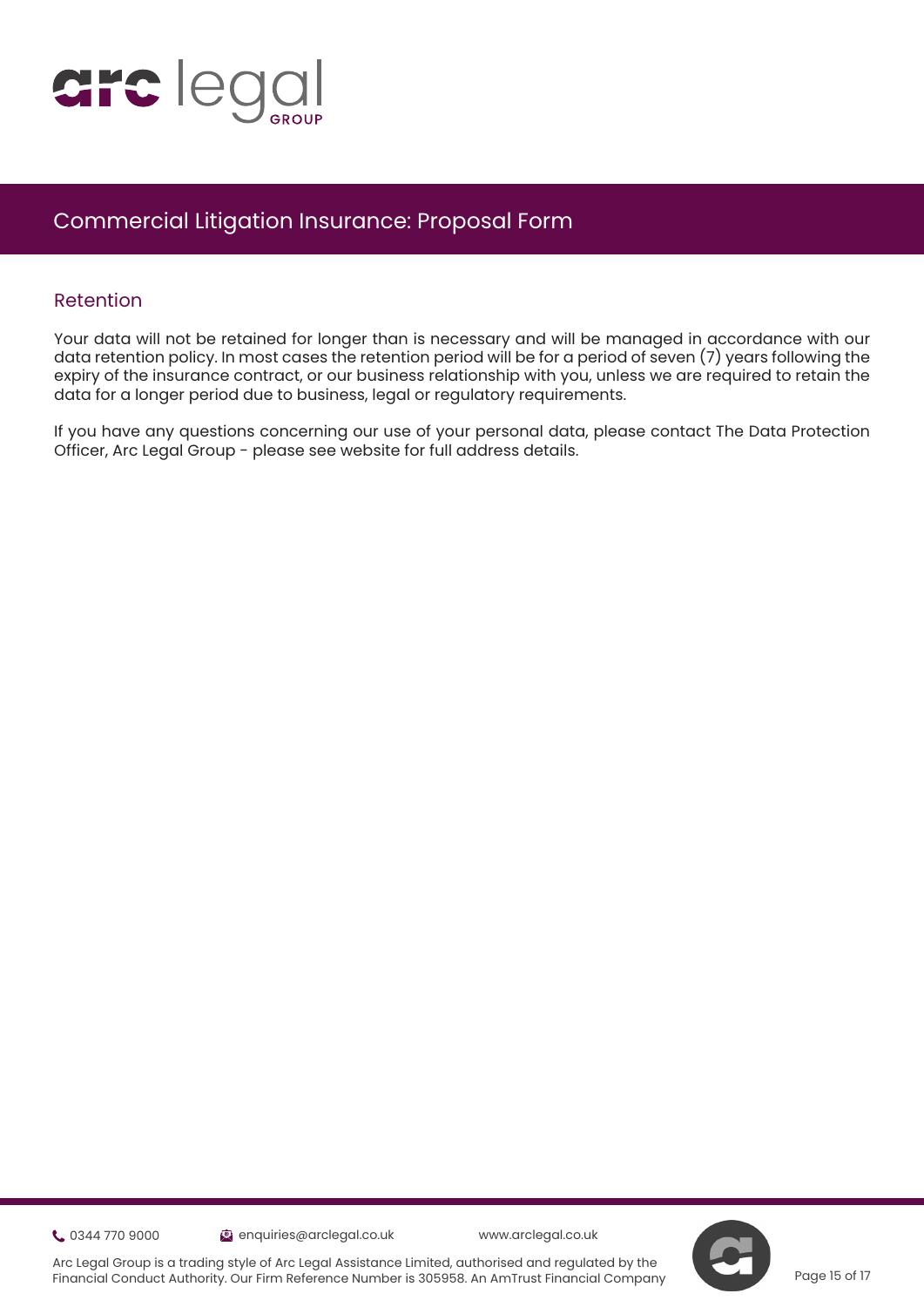## Retention

Your data will not be retained for longer than is necessary and will be managed in accordance with our data retention policy. In most cases the retention period will be for a period of seven (7) years following the expiry of the insurance contract, or our business relationship with you, unless we are required to retain the data for a longer period due to business, legal or regulatory requirements.

If you have any questions concerning our use of your personal data, please contact The Data Protection Officer, Arc Legal Group - please see website for full address details.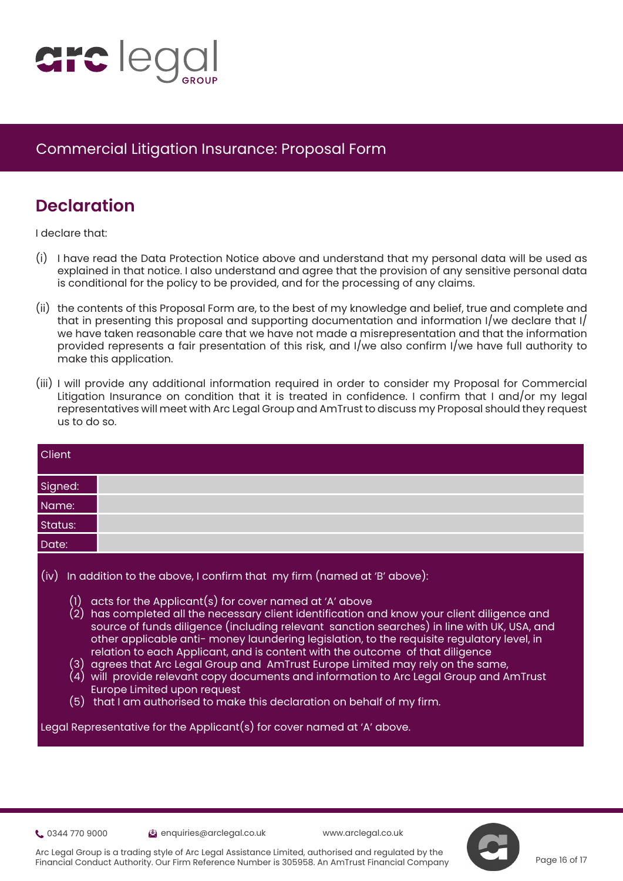## Commercial Litigation Insurance: Proposal Form

## Declaration

I declare that:

(i) I have read the Data Protection Notice above and understand that my personal data will be used as explained in that notice. I also understand and agree that the provision of any sensitive personal data is conditional for the policy to be provided, and for the processing of any claims.

(ii) the contents of this Proposal Form are, to the best of my knowledge and belief, true and complete and that in presenting this proposal and supporting documentation and information I/we declare that I/we have taken reasonable care that we have not made a misrepresentation and that the information provided represents a fair presentation of this risk, and I/we also confirm I/we have full authority to make this application.

(iii) I will provide any additional information required in order to consider my Proposal for Commercial Litigation Insurance on condition that it is treated in confidence. I confirm that I and/or my legal representatives will meet with Arc Legal Group and AmTrust to discuss my Proposal should they request us to do so.

| Client | |
|---|---|
| Signed: | |
| Name: | |
| Status: | |
| Date: | |

(iv) In addition to the above, I confirm that my firm (named at 'B' above):

(1) acts for the Applicant(s) for cover named at 'A' above
(2) has completed all the necessary client identification and know your client diligence and source of funds diligence (including relevant sanction searches) in line with UK, USA, and other applicable anti- money laundering legislation, to the requisite regulatory level, in relation to each Applicant, and is content with the outcome of that diligence
(3) agrees that Arc Legal Group and AmTrust Europe Limited may rely on the same,
(4) will provide relevant copy documents and information to Arc Legal Group and AmTrust Europe Limited upon request
(5) that I am authorised to make this declaration on behalf of my firm.

Legal Representative for the Applicant(s) for cover named at 'A' above.

0344 770 9000 | enquiries@arclegal.co.uk | www.arclegal.co.uk

Arc Legal Group is a trading style of Arc Legal Assistance Limited, authorised and regulated by the Financial Conduct Authority. Our Firm Reference Number is 305958. An AmTrust Financial Company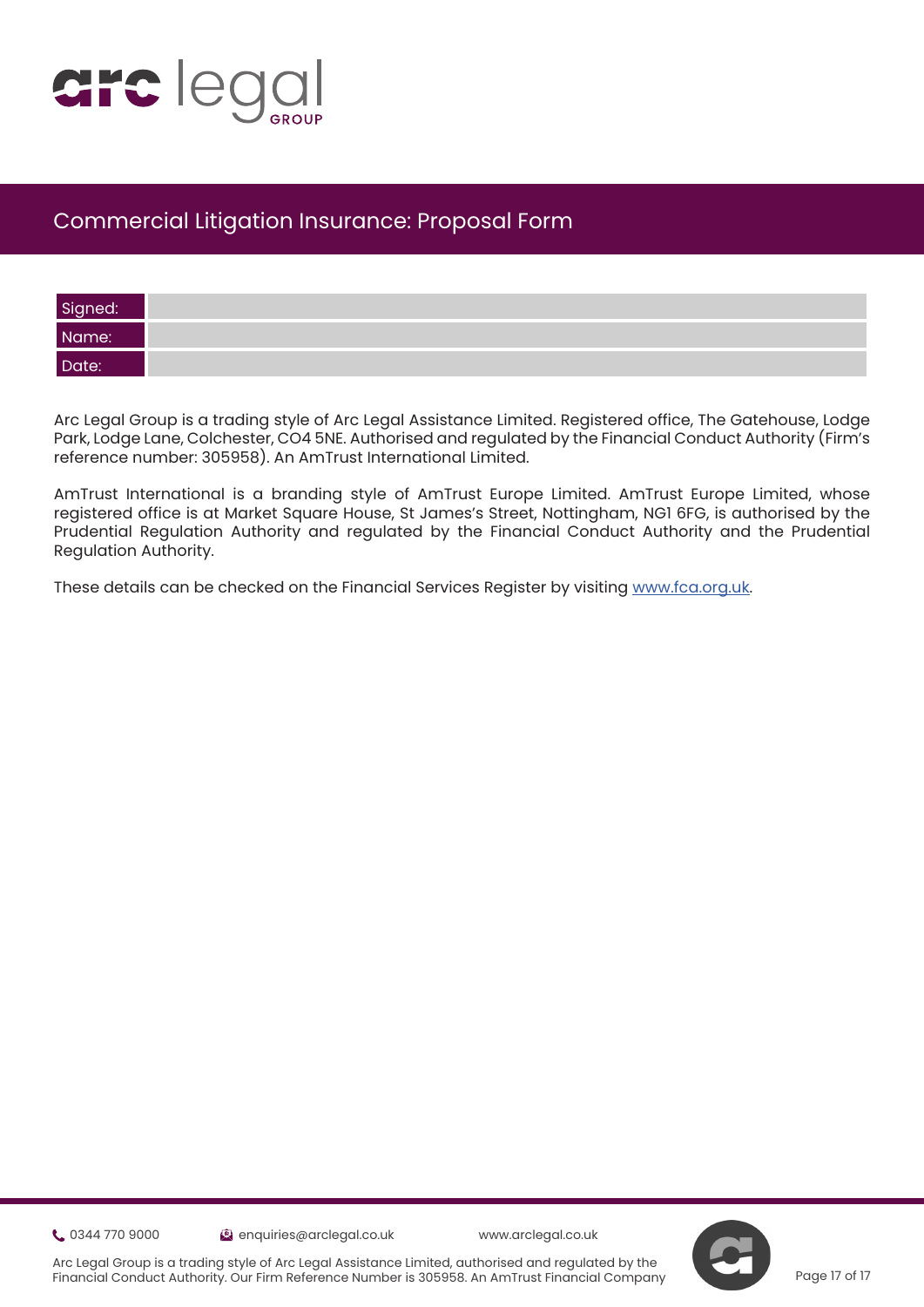## Commercial Litigation Insurance: Proposal Form

| | |
|---|---|
| Signed: | |
| Name: | |
| Date: | |

Arc Legal Group is a trading style of Arc Legal Assistance Limited. Registered office, The Gatehouse, Lodge Park, Lodge Lane, Colchester, CO4 5NE. Authorised and regulated by the Financial Conduct Authority (Firm's reference number: 305958). An AmTrust International Limited.

AmTrust International is a branding style of AmTrust Europe Limited. AmTrust Europe Limited, whose registered office is at Market Square House, St James's Street, Nottingham, NG1 6FG, is authorised by the Prudential Regulation Authority and regulated by the Financial Conduct Authority and the Prudential Regulation Authority.

These details can be checked on the Financial Services Register by visiting www.fca.org.uk.